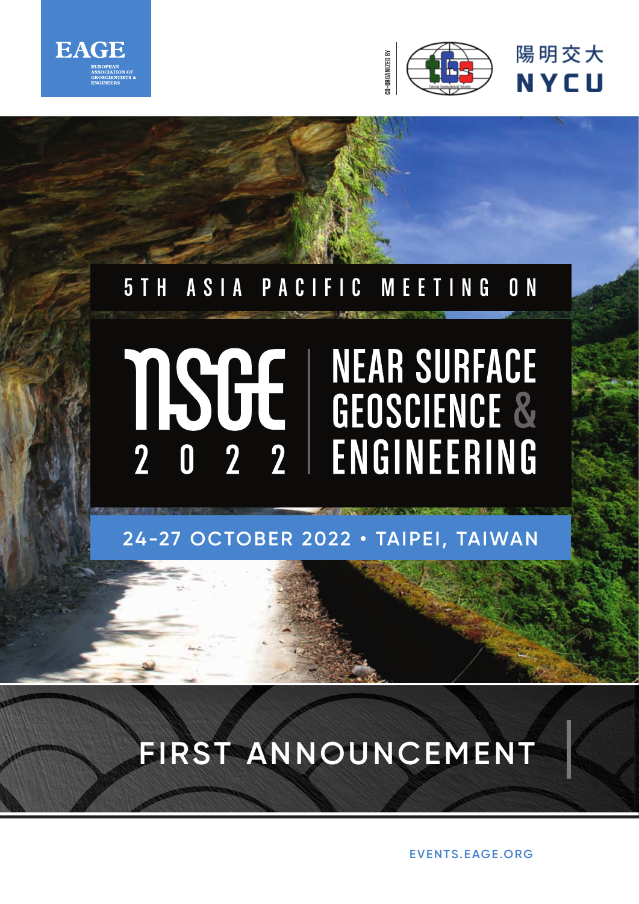EAGE

EUROPEAN ASSOCIATION OF GEOSCIENTISTS & ENGINEERS

CO-ORGANIZED BY

陽明交大

NYCU

# 5TH ASIA PACIFIC MEETING ON

# NSGE 2022 | NEAR SURFACE GEOSCIENCE & ENGINEERING

**24-27 OCTOBER 2022 • TAIPEI, TAIWAN**

## FIRST ANNOUNCEMENT

EVENTS.EAGE.ORG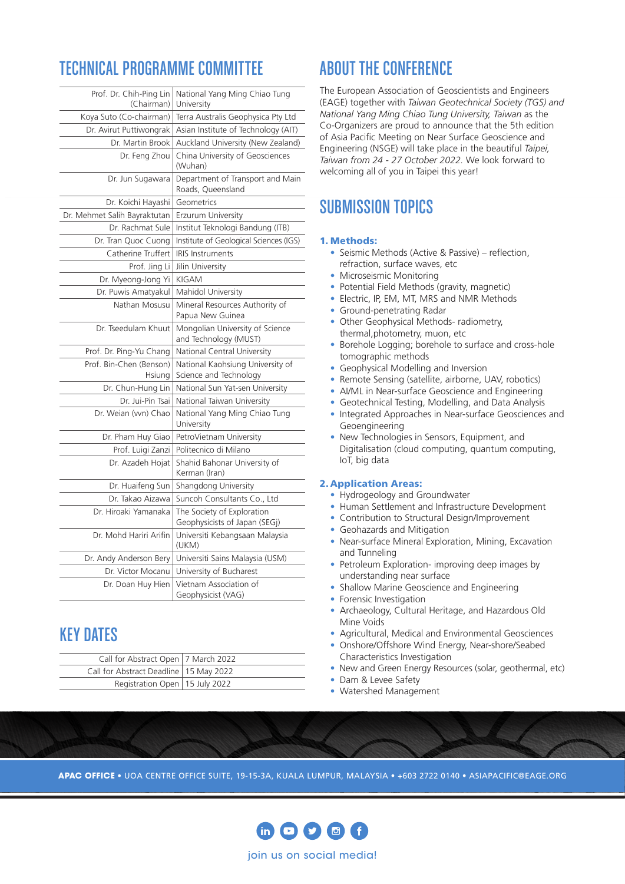## TECHNICAL PROGRAMME COMMITTEE

| | |
|---|---|
| Prof. Dr. Chih-Ping Lin (Chairman) | National Yang Ming Chiao Tung University |
| Koya Suto (Co-chairman) | Terra Australis Geophysica Pty Ltd |
| Dr. Avirut Puttiwongrak | Asian Institute of Technology (AIT) |
| Dr. Martin Brook | Auckland University (New Zealand) |
| Dr. Feng Zhou | China University of Geosciences (Wuhan) |
| Dr. Jun Sugawara | Department of Transport and Main Roads, Queensland |
| Dr. Koichi Hayashi | Geometrics |
| Dr. Mehmet Salih Bayraktutan | Erzurum University |
| Dr. Rachmat Sule | Institut Teknologi Bandung (ITB) |
| Dr. Tran Quoc Cuong | Institute of Geological Sciences (IGS) |
| Catherine Truffert | IRIS Instruments |
| Prof. Jing Li | Jilin University |
| Dr. Myeong-Jong Yi | KIGAM |
| Dr. Puwis Amatyakul | Mahidol University |
| Nathan Mosusu | Mineral Resources Authority of Papua New Guinea |
| Dr. Tseedulam Khuut | Mongolian University of Science and Technology (MUST) |
| Prof. Dr. Ping-Yu Chang | National Central University |
| Prof. Bin-Chen (Benson) Hsiung | National Kaohsiung University of Science and Technology |
| Dr. Chun-Hung Lin | National Sun Yat-sen University |
| Dr. Jui-Pin Tsai | National Taiwan University |
| Dr. Weian (vvn) Chao | National Yang Ming Chiao Tung University |
| Dr. Pham Huy Giao | PetroVietnam University |
| Prof. Luigi Zanzi | Politecnico di Milano |
| Dr. Azadeh Hojat | Shahid Bahonar University of Kerman (Iran) |
| Dr. Huaifeng Sun | Shangdong University |
| Dr. Takao Aizawa | Suncoh Consultants Co., Ltd |
| Dr. Hiroaki Yamanaka | The Society of Exploration Geophysicists of Japan (SEGJ) |
| Dr. Mohd Hariri Arifin | Universiti Kebangsaan Malaysia (UKM) |
| Dr. Andy Anderson Bery | Universiti Sains Malaysia (USM) |
| Dr. Victor Mocanu | University of Bucharest |
| Dr. Doan Huy Hien | Vietnam Association of Geophysicist (VAG) |

## KEY DATES

| | |
|---|---|
| Call for Abstract Open | 7 March 2022 |
| Call for Abstract Deadline | 15 May 2022 |
| Registration Open | 15 July 2022 |

## ABOUT THE CONFERENCE

The European Association of Geoscientists and Engineers (EAGE) together with *Taiwan Geotechnical Society (TGS) and National Yang Ming Chiao Tung University, Taiwan* as the Co-Organizers are proud to announce that the 5th edition of Asia Pacific Meeting on Near Surface Geoscience and Engineering (NSGE) will take place in the beautiful *Taipei, Taiwan from 24 - 27 October 2022.* We look forward to welcoming all of you in Taipei this year!

## SUBMISSION TOPICS

### 1. Methods:

- Seismic Methods (Active & Passive) – reflection, refraction, surface waves, etc
- Microseismic Monitoring
- Potential Field Methods (gravity, magnetic)
- Electric, IP, EM, MT, MRS and NMR Methods
- Ground-penetrating Radar
- Other Geophysical Methods- radiometry, thermal,photometry, muon, etc
- Borehole Logging; borehole to surface and cross-hole tomographic methods
- Geophysical Modelling and Inversion
- Remote Sensing (satellite, airborne, UAV, robotics)
- AI/ML in Near-surface Geoscience and Engineering
- Geotechnical Testing, Modelling, and Data Analysis
- Integrated Approaches in Near-surface Geosciences and Geoengineering
- New Technologies in Sensors, Equipment, and Digitalisation (cloud computing, quantum computing, IoT, big data

### 2. Application Areas:

- Hydrogeology and Groundwater
- Human Settlement and Infrastructure Development
- Contribution to Structural Design/Improvement
- Geohazards and Mitigation
- Near-surface Mineral Exploration, Mining, Excavation and Tunneling
- Petroleum Exploration- improving deep images by understanding near surface
- Shallow Marine Geoscience and Engineering
- Forensic Investigation
- Archaeology, Cultural Heritage, and Hazardous Old Mine Voids
- Agricultural, Medical and Environmental Geosciences
- Onshore/Offshore Wind Energy, Near-shore/Seabed Characteristics Investigation
- New and Green Energy Resources (solar, geothermal, etc)
- Dam & Levee Safety
- Watershed Management

**APAC OFFICE** • UOA CENTRE OFFICE SUITE, 19-15-3A, KUALA LUMPUR, MALAYSIA • +603 2722 0140 • ASIAPACIFIC@EAGE.ORG

join us on social media!